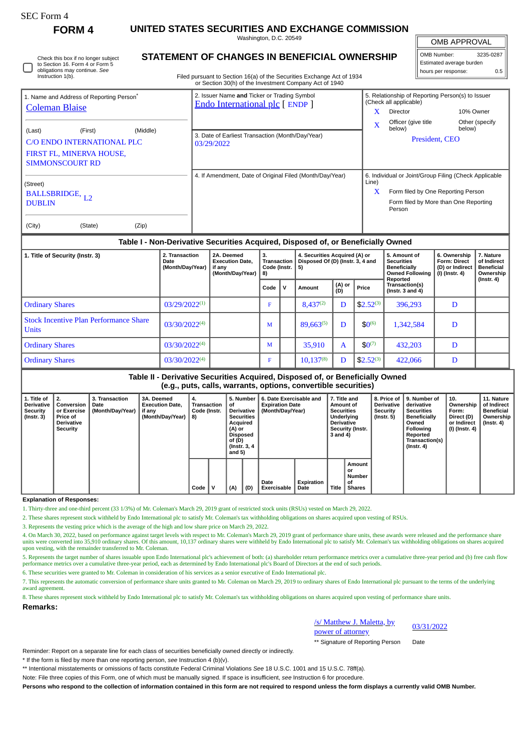SEC Form 4

**FORM 4**

# UNITED STATES SECURITIES AND EXCHANGE COMMISSION

Washington, D.C. 20549

## STATEMENT OF CHANGES IN BENEFICIAL OWNERSHIP

Filed pursuant to Section 16(a) of the Securities Exchange Act of 1934 or Section 30(h) of the Investment Company Act of 1940

| OMB APPROVAL | |
|---|---|
| OMB Number: | 3235-0287 |
| Estimated average burden | |
| hours per response: | 0.5 |

☐ Check this box if no longer subject to Section 16. Form 4 or Form 5 obligations may continue. *See* Instruction 1(b).

1. Name and Address of Reporting Person*
Coleman Blaise

(Last) (First) (Middle)
C/O ENDO INTERNATIONAL PLC
FIRST FL, MINERVA HOUSE,
SIMMONSCOURT RD

(Street)
BALLSBRIDGE, L2
DUBLIN

(City) (State) (Zip)

2. Issuer Name **and** Ticker or Trading Symbol
Endo International plc [ ENDP ]

3. Date of Earliest Transaction (Month/Day/Year)
03/29/2022

4. If Amendment, Date of Original Filed (Month/Day/Year)

5. Relationship of Reporting Person(s) to Issuer (Check all applicable)
X Director
10% Owner
X Officer (give title below)
Other (specify below)
President, CEO

6. Individual or Joint/Group Filing (Check Applicable Line)
X Form filed by One Reporting Person
Form filed by More than One Reporting Person

### Table I - Non-Derivative Securities Acquired, Disposed of, or Beneficially Owned

| 1. Title of Security (Instr. 3) | 2. Transaction Date (Month/Day/Year) | 2A. Deemed Execution Date, if any (Month/Day/Year) | 3. Transaction Code (Instr. 8) | | 4. Securities Acquired (A) or Disposed Of (D) (Instr. 3, 4 and 5) | | | 5. Amount of Securities Beneficially Owned Following Reported Transaction(s) (Instr. 3 and 4) | 6. Ownership Form: Direct (D) or Indirect (I) (Instr. 4) | 7. Nature of Indirect Beneficial Ownership (Instr. 4) |
|---|---|---|---|---|---|---|---|---|---|---|
| | | | Code | V | Amount | (A) or (D) | Price | | | |
| Ordinary Shares | 03/29/2022[(1)] | | F | | 8,437[(2)] | D | $2.52[(3)] | 396,293 | D | |
| Stock Incentive Plan Performance Share Units | 03/30/2022[(4)] | | M | | 89,663[(5)] | D | $0[(6)] | 1,342,584 | D | |
| Ordinary Shares | 03/30/2022[(4)] | | M | | 35,910 | A | $0[(7)] | 432,203 | D | |
| Ordinary Shares | 03/30/2022[(4)] | | F | | 10,137[(8)] | D | $2.52[(3)] | 422,066 | D | |

### Table II - Derivative Securities Acquired, Disposed of, or Beneficially Owned (e.g., puts, calls, warrants, options, convertible securities)

| 1. Title of Derivative Security (Instr. 3) | 2. Conversion or Exercise Price of Derivative Security | 3. Transaction Date (Month/Day/Year) | 3A. Deemed Execution Date, if any (Month/Day/Year) | 4. Transaction Code (Instr. 8) | | 5. Number of Derivative Securities Acquired (A) or Disposed of (D) (Instr. 3, 4 and 5) | | 6. Date Exercisable and Expiration Date (Month/Day/Year) | | 7. Title and Amount of Securities Underlying Derivative Security (Instr. 3 and 4) | | 8. Price of Derivative Security (Instr. 5) | 9. Number of derivative Securities Beneficially Owned Following Reported Transaction(s) (Instr. 4) | 10. Ownership Form: Direct (D) or Indirect (I) (Instr. 4) | 11. Nature of Indirect Beneficial Ownership (Instr. 4) |
|---|---|---|---|---|---|---|---|---|---|---|---|---|---|---|---|
| | | | | Code | V | (A) | (D) | Date Exercisable | Expiration Date | Title | Amount or Number of Shares | | | | |

**Explanation of Responses:**

1. Thirty-three and one-third percent (33 1/3%) of Mr. Coleman's March 29, 2019 grant of restricted stock units (RSUs) vested on March 29, 2022.

2. These shares represent stock withheld by Endo International plc to satisfy Mr. Coleman's tax withholding obligations on shares acquired upon vesting of RSUs.

3. Represents the vesting price which is the average of the high and low share price on March 29, 2022.

4. On March 30, 2022, based on performance against target levels with respect to Mr. Coleman's March 29, 2019 grant of performance share units, these awards were released and the performance share units were converted into 35,910 ordinary shares. Of this amount, 10,137 ordinary shares were withheld by Endo International plc to satisfy Mr. Coleman's tax withholding obligations on shares acquired upon vesting, with the remainder transferred to Mr. Coleman.

5. Represents the target number of shares issuable upon Endo International plc's achievement of both: (a) shareholder return performance metrics over a cumulative three-year period and (b) free cash flow performance metrics over a cumulative three-year period, each as determined by Endo International plc's Board of Directors at the end of such periods.

6. These securities were granted to Mr. Coleman in consideration of his services as a senior executive of Endo International plc.

7. This represents the automatic conversion of performance share units granted to Mr. Coleman on March 29, 2019 to ordinary shares of Endo International plc pursuant to the terms of the underlying award agreement.

8. These shares represent stock withheld by Endo International plc to satisfy Mr. Coleman's tax withholding obligations on shares acquired upon vesting of performance share units.

**Remarks:**

/s/ Matthew J. Maletta, by power of attorney — 03/31/2022

** Signature of Reporting Person — Date

Reminder: Report on a separate line for each class of securities beneficially owned directly or indirectly.

\* If the form is filed by more than one reporting person, *see* Instruction 4 (b)(v).

** Intentional misstatements or omissions of facts constitute Federal Criminal Violations *See* 18 U.S.C. 1001 and 15 U.S.C. 78ff(a).

Note: File three copies of this Form, one of which must be manually signed. If space is insufficient, *see* Instruction 6 for procedure.

**Persons who respond to the collection of information contained in this form are not required to respond unless the form displays a currently valid OMB Number.**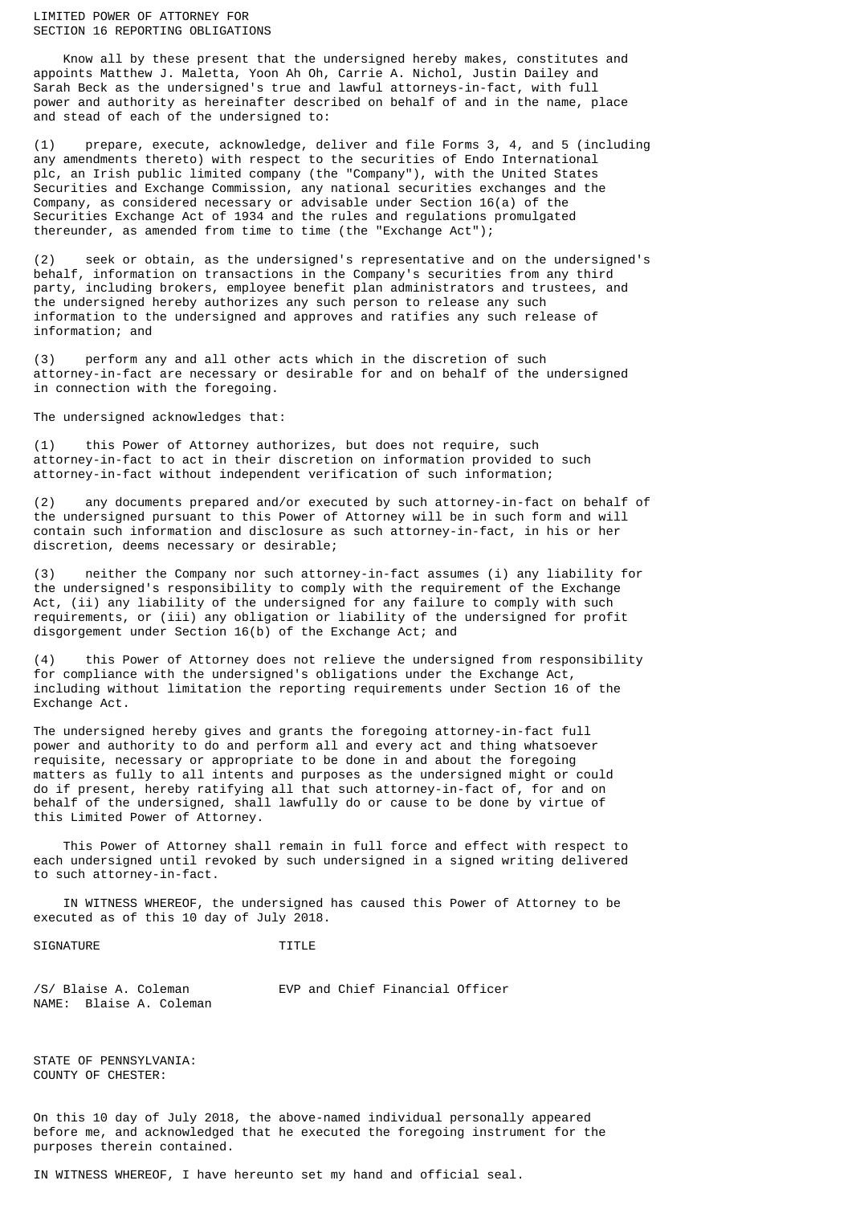# LIMITED POWER OF ATTORNEY FOR SECTION 16 REPORTING OBLIGATIONS

Know all by these present that the undersigned hereby makes, constitutes and appoints Matthew J. Maletta, Yoon Ah Oh, Carrie A. Nichol, Justin Dailey and Sarah Beck as the undersigned's true and lawful attorneys-in-fact, with full power and authority as hereinafter described on behalf of and in the name, place and stead of each of the undersigned to:

(1) prepare, execute, acknowledge, deliver and file Forms 3, 4, and 5 (including any amendments thereto) with respect to the securities of Endo International plc, an Irish public limited company (the "Company"), with the United States Securities and Exchange Commission, any national securities exchanges and the Company, as considered necessary or advisable under Section 16(a) of the Securities Exchange Act of 1934 and the rules and regulations promulgated thereunder, as amended from time to time (the "Exchange Act");

(2) seek or obtain, as the undersigned's representative and on the undersigned's behalf, information on transactions in the Company's securities from any third party, including brokers, employee benefit plan administrators and trustees, and the undersigned hereby authorizes any such person to release any such information to the undersigned and approves and ratifies any such release of information; and

(3) perform any and all other acts which in the discretion of such attorney-in-fact are necessary or desirable for and on behalf of the undersigned in connection with the foregoing.

The undersigned acknowledges that:

(1) this Power of Attorney authorizes, but does not require, such attorney-in-fact to act in their discretion on information provided to such attorney-in-fact without independent verification of such information;

(2) any documents prepared and/or executed by such attorney-in-fact on behalf of the undersigned pursuant to this Power of Attorney will be in such form and will contain such information and disclosure as such attorney-in-fact, in his or her discretion, deems necessary or desirable;

(3) neither the Company nor such attorney-in-fact assumes (i) any liability for the undersigned's responsibility to comply with the requirement of the Exchange Act, (ii) any liability of the undersigned for any failure to comply with such requirements, or (iii) any obligation or liability of the undersigned for profit disgorgement under Section 16(b) of the Exchange Act; and

(4) this Power of Attorney does not relieve the undersigned from responsibility for compliance with the undersigned's obligations under the Exchange Act, including without limitation the reporting requirements under Section 16 of the Exchange Act.

The undersigned hereby gives and grants the foregoing attorney-in-fact full power and authority to do and perform all and every act and thing whatsoever requisite, necessary or appropriate to be done in and about the foregoing matters as fully to all intents and purposes as the undersigned might or could do if present, hereby ratifying all that such attorney-in-fact of, for and on behalf of the undersigned, shall lawfully do or cause to be done by virtue of this Limited Power of Attorney.

This Power of Attorney shall remain in full force and effect with respect to each undersigned until revoked by such undersigned in a signed writing delivered to such attorney-in-fact.

IN WITNESS WHEREOF, the undersigned has caused this Power of Attorney to be executed as of this 10 day of July 2018.

| SIGNATURE | TITLE |
|---|---|
| /S/ Blaise A. Coleman<br>NAME: Blaise A. Coleman | EVP and Chief Financial Officer |

STATE OF PENNSYLVANIA:
COUNTY OF CHESTER:

On this 10 day of July 2018, the above-named individual personally appeared before me, and acknowledged that he executed the foregoing instrument for the purposes therein contained.

IN WITNESS WHEREOF, I have hereunto set my hand and official seal.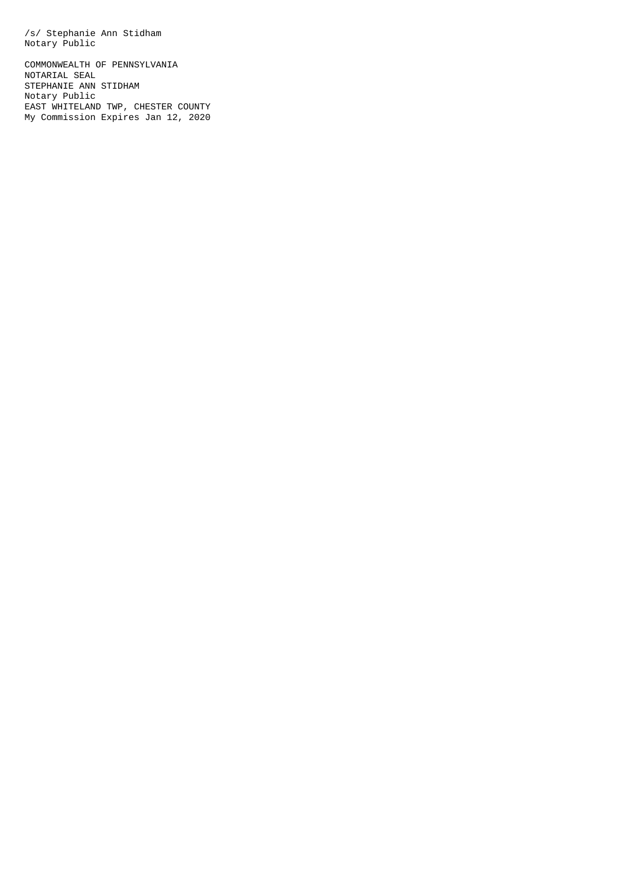/s/ Stephanie Ann Stidham
Notary Public

COMMONWEALTH OF PENNSYLVANIA
NOTARIAL SEAL
STEPHANIE ANN STIDHAM
Notary Public
EAST WHITELAND TWP, CHESTER COUNTY
My Commission Expires Jan 12, 2020